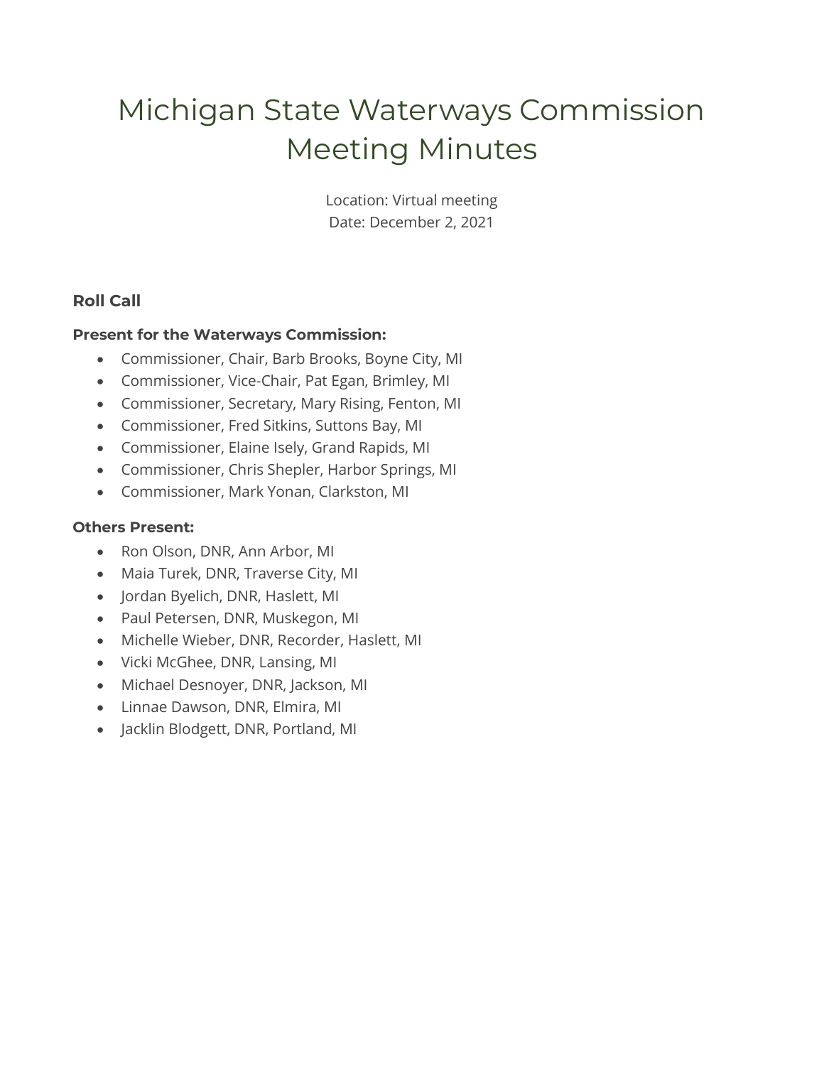# Michigan State Waterways Commission Meeting Minutes

Location: Virtual meeting
Date: December 2, 2021

## Roll Call

**Present for the Waterways Commission:**

- Commissioner, Chair, Barb Brooks, Boyne City, MI
- Commissioner, Vice-Chair, Pat Egan, Brimley, MI
- Commissioner, Secretary, Mary Rising, Fenton, MI
- Commissioner, Fred Sitkins, Suttons Bay, MI
- Commissioner, Elaine Isely, Grand Rapids, MI
- Commissioner, Chris Shepler, Harbor Springs, MI
- Commissioner, Mark Yonan, Clarkston, MI

**Others Present:**

- Ron Olson, DNR, Ann Arbor, MI
- Maia Turek, DNR, Traverse City, MI
- Jordan Byelich, DNR, Haslett, MI
- Paul Petersen, DNR, Muskegon, MI
- Michelle Wieber, DNR, Recorder, Haslett, MI
- Vicki McGhee, DNR, Lansing, MI
- Michael Desnoyer, DNR, Jackson, MI
- Linnae Dawson, DNR, Elmira, MI
- Jacklin Blodgett, DNR, Portland, MI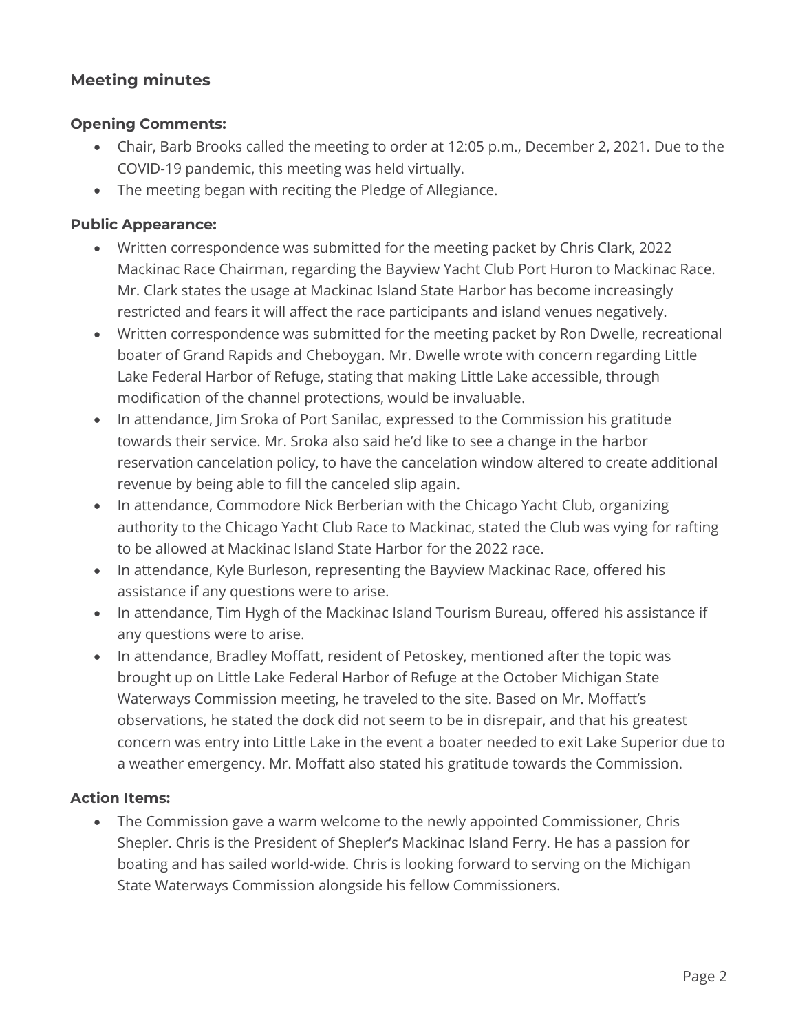## Meeting minutes

### Opening Comments:

- Chair, Barb Brooks called the meeting to order at 12:05 p.m., December 2, 2021. Due to the COVID-19 pandemic, this meeting was held virtually.
- The meeting began with reciting the Pledge of Allegiance.

### Public Appearance:

- Written correspondence was submitted for the meeting packet by Chris Clark, 2022 Mackinac Race Chairman, regarding the Bayview Yacht Club Port Huron to Mackinac Race. Mr. Clark states the usage at Mackinac Island State Harbor has become increasingly restricted and fears it will affect the race participants and island venues negatively.
- Written correspondence was submitted for the meeting packet by Ron Dwelle, recreational boater of Grand Rapids and Cheboygan. Mr. Dwelle wrote with concern regarding Little Lake Federal Harbor of Refuge, stating that making Little Lake accessible, through modification of the channel protections, would be invaluable.
- In attendance, Jim Sroka of Port Sanilac, expressed to the Commission his gratitude towards their service. Mr. Sroka also said he'd like to see a change in the harbor reservation cancelation policy, to have the cancelation window altered to create additional revenue by being able to fill the canceled slip again.
- In attendance, Commodore Nick Berberian with the Chicago Yacht Club, organizing authority to the Chicago Yacht Club Race to Mackinac, stated the Club was vying for rafting to be allowed at Mackinac Island State Harbor for the 2022 race.
- In attendance, Kyle Burleson, representing the Bayview Mackinac Race, offered his assistance if any questions were to arise.
- In attendance, Tim Hygh of the Mackinac Island Tourism Bureau, offered his assistance if any questions were to arise.
- In attendance, Bradley Moffatt, resident of Petoskey, mentioned after the topic was brought up on Little Lake Federal Harbor of Refuge at the October Michigan State Waterways Commission meeting, he traveled to the site. Based on Mr. Moffatt's observations, he stated the dock did not seem to be in disrepair, and that his greatest concern was entry into Little Lake in the event a boater needed to exit Lake Superior due to a weather emergency. Mr. Moffatt also stated his gratitude towards the Commission.

### Action Items:

- The Commission gave a warm welcome to the newly appointed Commissioner, Chris Shepler. Chris is the President of Shepler's Mackinac Island Ferry. He has a passion for boating and has sailed world-wide. Chris is looking forward to serving on the Michigan State Waterways Commission alongside his fellow Commissioners.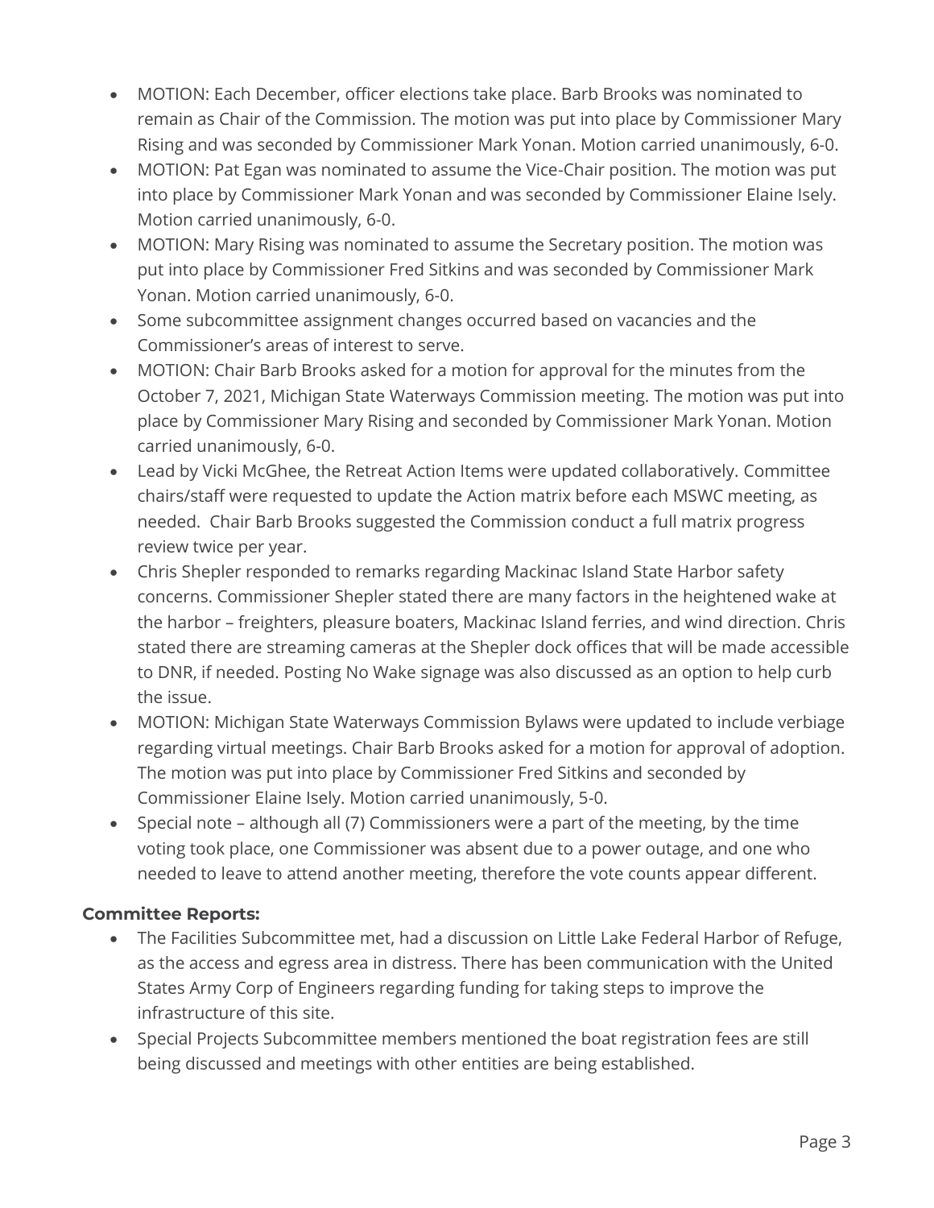- MOTION: Each December, officer elections take place. Barb Brooks was nominated to remain as Chair of the Commission. The motion was put into place by Commissioner Mary Rising and was seconded by Commissioner Mark Yonan. Motion carried unanimously, 6-0.
- MOTION: Pat Egan was nominated to assume the Vice-Chair position. The motion was put into place by Commissioner Mark Yonan and was seconded by Commissioner Elaine Isely. Motion carried unanimously, 6-0.
- MOTION: Mary Rising was nominated to assume the Secretary position. The motion was put into place by Commissioner Fred Sitkins and was seconded by Commissioner Mark Yonan. Motion carried unanimously, 6-0.
- Some subcommittee assignment changes occurred based on vacancies and the Commissioner's areas of interest to serve.
- MOTION: Chair Barb Brooks asked for a motion for approval for the minutes from the October 7, 2021, Michigan State Waterways Commission meeting. The motion was put into place by Commissioner Mary Rising and seconded by Commissioner Mark Yonan. Motion carried unanimously, 6-0.
- Lead by Vicki McGhee, the Retreat Action Items were updated collaboratively. Committee chairs/staff were requested to update the Action matrix before each MSWC meeting, as needed. Chair Barb Brooks suggested the Commission conduct a full matrix progress review twice per year.
- Chris Shepler responded to remarks regarding Mackinac Island State Harbor safety concerns. Commissioner Shepler stated there are many factors in the heightened wake at the harbor – freighters, pleasure boaters, Mackinac Island ferries, and wind direction. Chris stated there are streaming cameras at the Shepler dock offices that will be made accessible to DNR, if needed. Posting No Wake signage was also discussed as an option to help curb the issue.
- MOTION: Michigan State Waterways Commission Bylaws were updated to include verbiage regarding virtual meetings. Chair Barb Brooks asked for a motion for approval of adoption. The motion was put into place by Commissioner Fred Sitkins and seconded by Commissioner Elaine Isely. Motion carried unanimously, 5-0.
- Special note – although all (7) Commissioners were a part of the meeting, by the time voting took place, one Commissioner was absent due to a power outage, and one who needed to leave to attend another meeting, therefore the vote counts appear different.

**Committee Reports:**

- The Facilities Subcommittee met, had a discussion on Little Lake Federal Harbor of Refuge, as the access and egress area in distress. There has been communication with the United States Army Corp of Engineers regarding funding for taking steps to improve the infrastructure of this site.
- Special Projects Subcommittee members mentioned the boat registration fees are still being discussed and meetings with other entities are being established.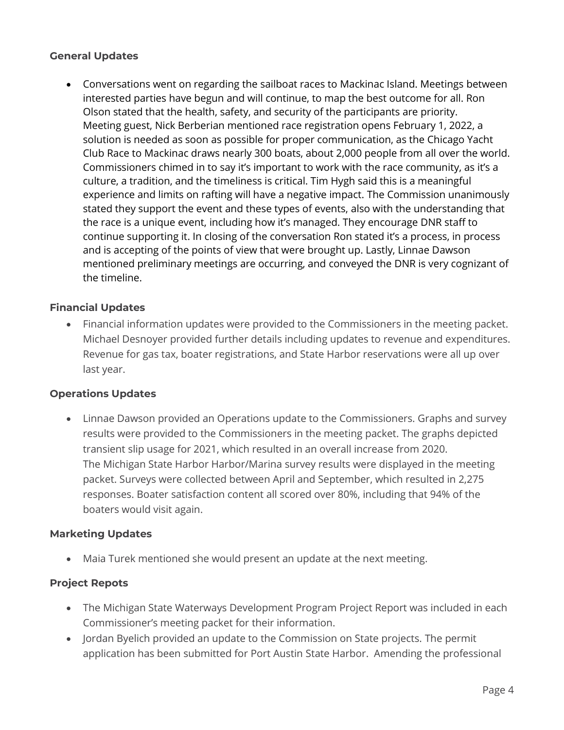### General Updates

- Conversations went on regarding the sailboat races to Mackinac Island. Meetings between interested parties have begun and will continue, to map the best outcome for all. Ron Olson stated that the health, safety, and security of the participants are priority. Meeting guest, Nick Berberian mentioned race registration opens February 1, 2022, a solution is needed as soon as possible for proper communication, as the Chicago Yacht Club Race to Mackinac draws nearly 300 boats, about 2,000 people from all over the world. Commissioners chimed in to say it's important to work with the race community, as it's a culture, a tradition, and the timeliness is critical. Tim Hygh said this is a meaningful experience and limits on rafting will have a negative impact. The Commission unanimously stated they support the event and these types of events, also with the understanding that the race is a unique event, including how it's managed. They encourage DNR staff to continue supporting it. In closing of the conversation Ron stated it's a process, in process and is accepting of the points of view that were brought up. Lastly, Linnae Dawson mentioned preliminary meetings are occurring, and conveyed the DNR is very cognizant of the timeline.

### Financial Updates

- Financial information updates were provided to the Commissioners in the meeting packet. Michael Desnoyer provided further details including updates to revenue and expenditures. Revenue for gas tax, boater registrations, and State Harbor reservations were all up over last year.

### Operations Updates

- Linnae Dawson provided an Operations update to the Commissioners. Graphs and survey results were provided to the Commissioners in the meeting packet. The graphs depicted transient slip usage for 2021, which resulted in an overall increase from 2020. The Michigan State Harbor Harbor/Marina survey results were displayed in the meeting packet. Surveys were collected between April and September, which resulted in 2,275 responses. Boater satisfaction content all scored over 80%, including that 94% of the boaters would visit again.

### Marketing Updates

- Maia Turek mentioned she would present an update at the next meeting.

### Project Repots

- The Michigan State Waterways Development Program Project Report was included in each Commissioner's meeting packet for their information.
- Jordan Byelich provided an update to the Commission on State projects. The permit application has been submitted for Port Austin State Harbor. Amending the professional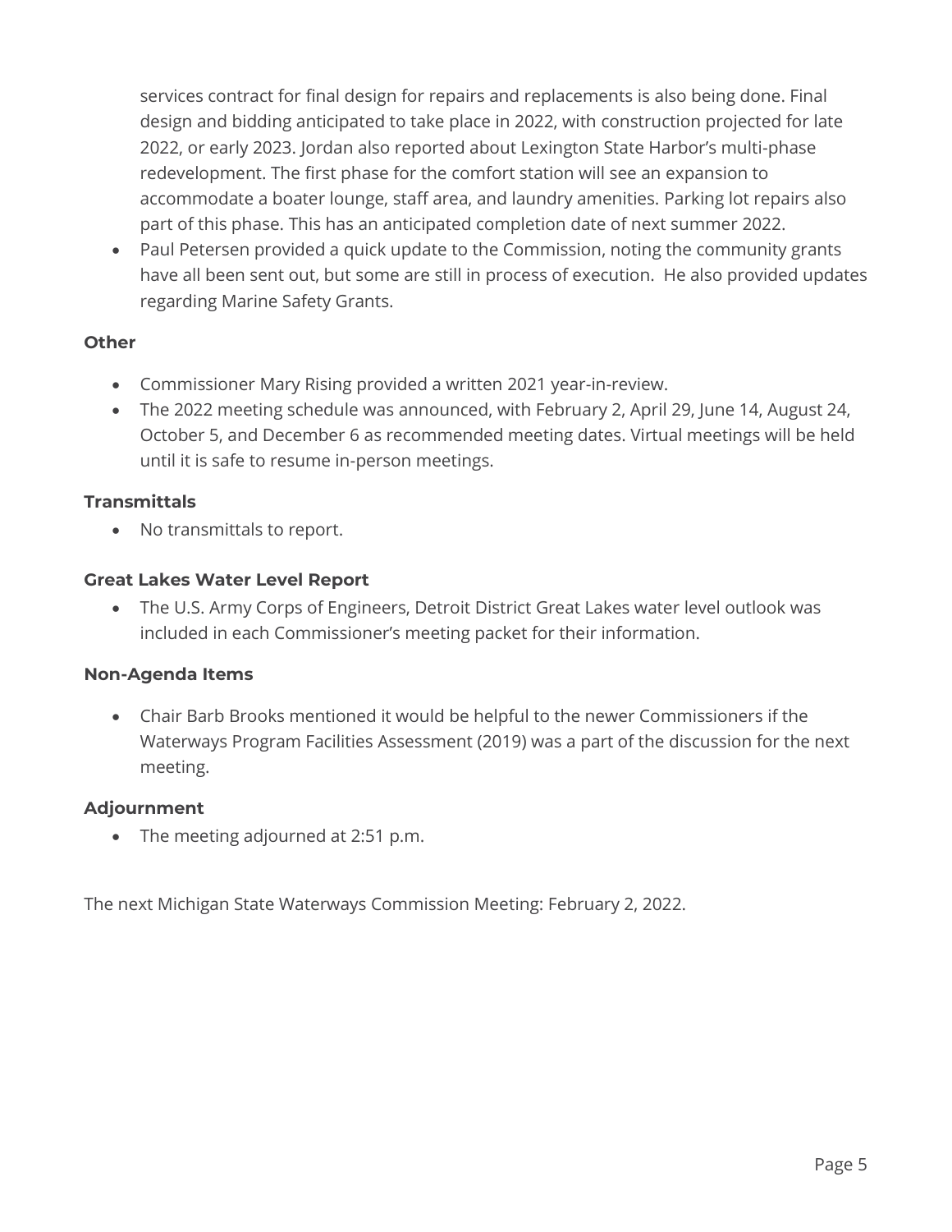services contract for final design for repairs and replacements is also being done. Final design and bidding anticipated to take place in 2022, with construction projected for late 2022, or early 2023. Jordan also reported about Lexington State Harbor's multi-phase redevelopment. The first phase for the comfort station will see an expansion to accommodate a boater lounge, staff area, and laundry amenities. Parking lot repairs also part of this phase. This has an anticipated completion date of next summer 2022.

- Paul Petersen provided a quick update to the Commission, noting the community grants have all been sent out, but some are still in process of execution. He also provided updates regarding Marine Safety Grants.

**Other**

- Commissioner Mary Rising provided a written 2021 year-in-review.
- The 2022 meeting schedule was announced, with February 2, April 29, June 14, August 24, October 5, and December 6 as recommended meeting dates. Virtual meetings will be held until it is safe to resume in-person meetings.

**Transmittals**

- No transmittals to report.

**Great Lakes Water Level Report**

- The U.S. Army Corps of Engineers, Detroit District Great Lakes water level outlook was included in each Commissioner's meeting packet for their information.

**Non-Agenda Items**

- Chair Barb Brooks mentioned it would be helpful to the newer Commissioners if the Waterways Program Facilities Assessment (2019) was a part of the discussion for the next meeting.

**Adjournment**

- The meeting adjourned at 2:51 p.m.

The next Michigan State Waterways Commission Meeting: February 2, 2022.